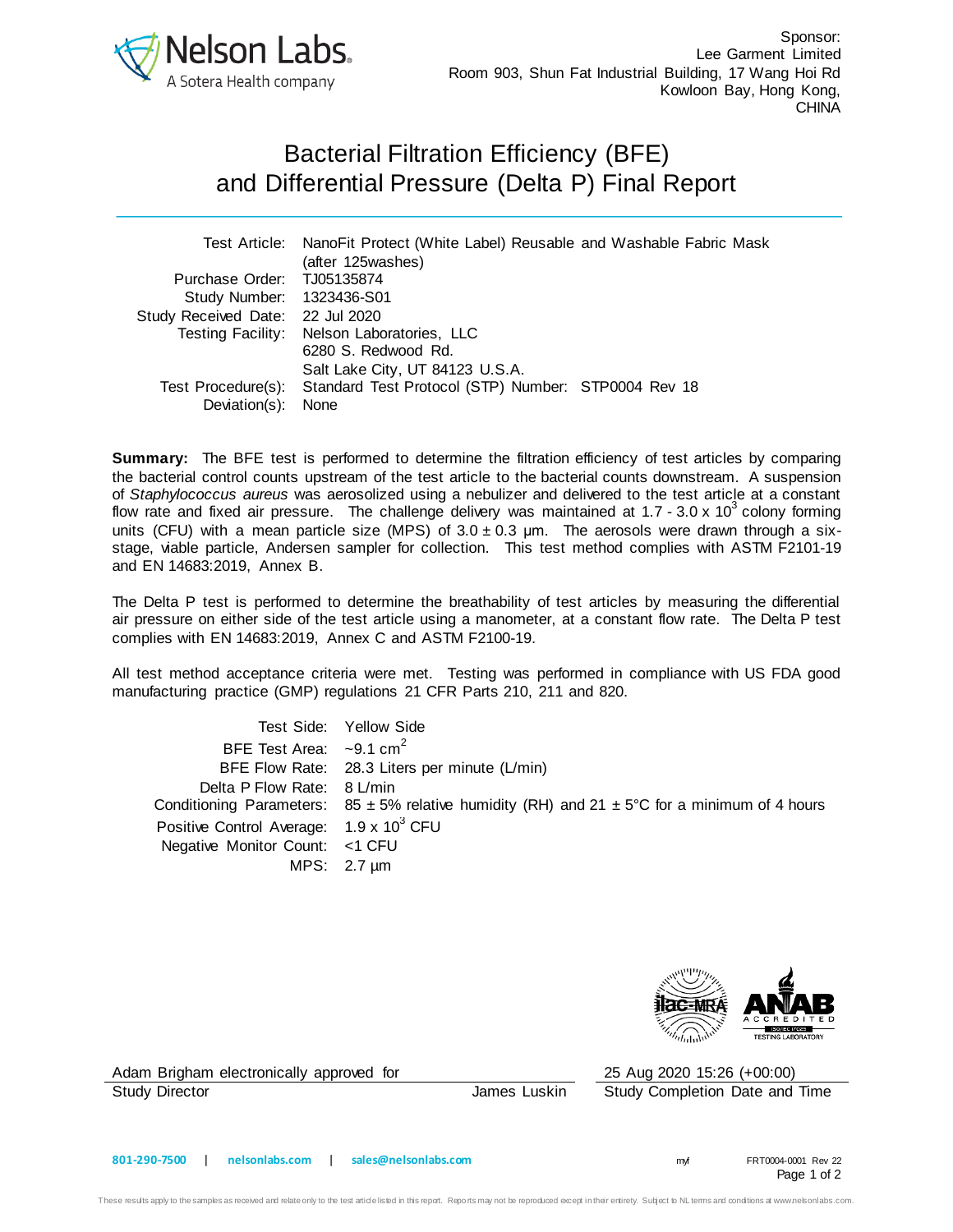Nelson Labs
A Sotera Health company

Sponsor:
Lee Garment Limited
Room 903, Shun Fat Industrial Building, 17 Wang Hoi Rd
Kowloon Bay, Hong Kong,
CHINA

# Bacterial Filtration Efficiency (BFE) and Differential Pressure (Delta P) Final Report

| | |
|---|---|
| Test Article: | NanoFit Protect (White Label) Reusable and Washable Fabric Mask (after 125washes) |
| Purchase Order: | TJ05135874 |
| Study Number: | 1323436-S01 |
| Study Received Date: | 22 Jul 2020 |
| Testing Facility: | Nelson Laboratories, LLC<br>6280 S. Redwood Rd.<br>Salt Lake City, UT 84123 U.S.A. |
| Test Procedure(s): | Standard Test Protocol (STP) Number: STP0004 Rev 18 |
| Deviation(s): | None |

**Summary:** The BFE test is performed to determine the filtration efficiency of test articles by comparing the bacterial control counts upstream of the test article to the bacterial counts downstream. A suspension of *Staphylococcus aureus* was aerosolized using a nebulizer and delivered to the test article at a constant flow rate and fixed air pressure. The challenge delivery was maintained at 1.7 - 3.0 x $10^3$ colony forming units (CFU) with a mean particle size (MPS) of 3.0 ± 0.3 µm. The aerosols were drawn through a six-stage, viable particle, Andersen sampler for collection. This test method complies with ASTM F2101-19 and EN 14683:2019, Annex B.

The Delta P test is performed to determine the breathability of test articles by measuring the differential air pressure on either side of the test article using a manometer, at a constant flow rate. The Delta P test complies with EN 14683:2019, Annex C and ASTM F2100-19.

All test method acceptance criteria were met. Testing was performed in compliance with US FDA good manufacturing practice (GMP) regulations 21 CFR Parts 210, 211 and 820.

| | |
|---|---|
| Test Side: | Yellow Side |
| BFE Test Area: | ~9.1 $cm^2$ |
| BFE Flow Rate: | 28.3 Liters per minute (L/min) |
| Delta P Flow Rate: | 8 L/min |
| Conditioning Parameters: | 85 ± 5% relative humidity (RH) and 21 ± 5°C for a minimum of 4 hours |
| Positive Control Average: | 1.9 x $10^3$ CFU |
| Negative Monitor Count: | <1 CFU |
| MPS: | 2.7 µm |

Adam Brigham electronically approved for
Study Director James Luskin

25 Aug 2020 15:26 (+00:00)
Study Completion Date and Time

801-290-7500 | nelsonlabs.com | sales@nelsonlabs.com

myf FRT0004-0001 Rev 22

These results apply to the samples as received and relate only to the test article listed in this report. Reports may not be reproduced except in their entirety. Subject to NL terms and conditions at www.nelsonlabs.com.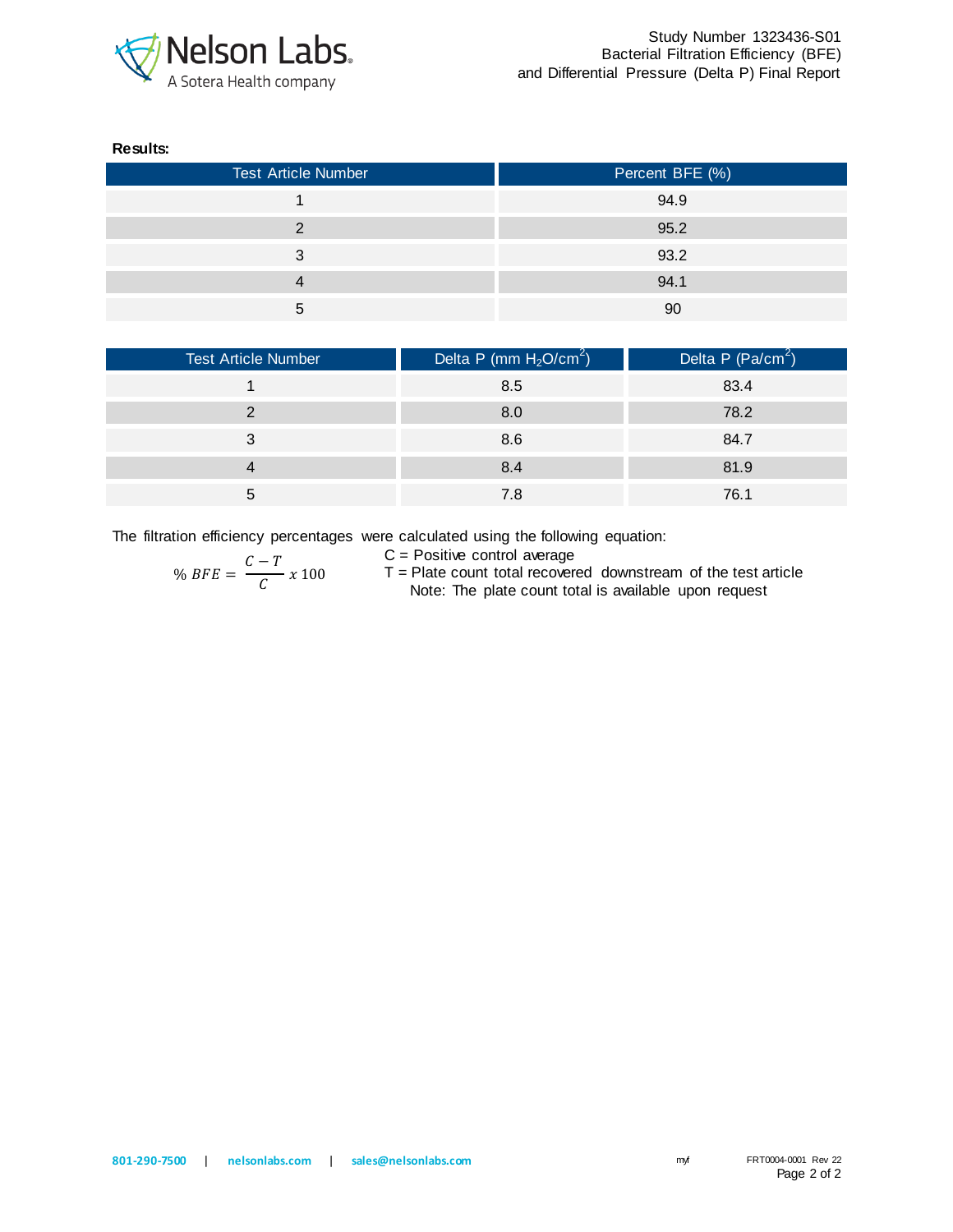**Results:**

| Test Article Number | Percent BFE (%) |
|---|---|
| 1 | 94.9 |
| 2 | 95.2 |
| 3 | 93.2 |
| 4 | 94.1 |
| 5 | 90 |

| Test Article Number | Delta P (mm $H_2O/cm^2$) | Delta P ($Pa/cm^2$) |
|---|---|---|
| 1 | 8.5 | 83.4 |
| 2 | 8.0 | 78.2 |
| 3 | 8.6 | 84.7 |
| 4 | 8.4 | 81.9 |
| 5 | 7.8 | 76.1 |

The filtration efficiency percentages were calculated using the following equation:

$$\% \, BFE = \frac{C - T}{C} \, x \, 100$$

C = Positive control average
T = Plate count total recovered downstream of the test article
Note: The plate count total is available upon request